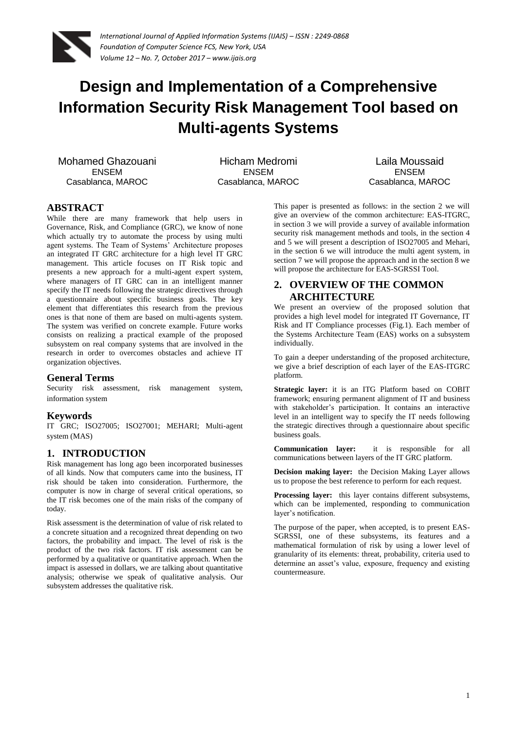# Design and Implementation of a Comprehensive Information Security Risk Management Tool based on Multi-agents Systems

Mohamed Ghazouani
ENSEM
Casablanca, MAROC

Hicham Medromi
ENSEM
Casablanca, MAROC

Laila Moussaid
ENSEM
Casablanca, MAROC

## ABSTRACT

While there are many framework that help users in Governance, Risk, and Compliance (GRC), we know of none which actually try to automate the process by using multi agent systems. The Team of Systems' Architecture proposes an integrated IT GRC architecture for a high level IT GRC management. This article focuses on IT Risk topic and presents a new approach for a multi-agent expert system, where managers of IT GRC can in an intelligent manner specify the IT needs following the strategic directives through a questionnaire about specific business goals. The key element that differentiates this research from the previous ones is that none of them are based on multi-agents system. The system was verified on concrete example. Future works consists on realizing a practical example of the proposed subsystem on real company systems that are involved in the research in order to overcomes obstacles and achieve IT organization objectives.

### General Terms

Security risk assessment, risk management system, information system

### Keywords

IT GRC; ISO27005; ISO27001; MEHARI; Multi-agent system (MAS)

## 1. INTRODUCTION

Risk management has long ago been incorporated businesses of all kinds. Now that computers came into the business, IT risk should be taken into consideration. Furthermore, the computer is now in charge of several critical operations, so the IT risk becomes one of the main risks of the company of today.

Risk assessment is the determination of value of risk related to a concrete situation and a recognized threat depending on two factors, the probability and impact. The level of risk is the product of the two risk factors. IT risk assessment can be performed by a qualitative or quantitative approach. When the impact is assessed in dollars, we are talking about quantitative analysis; otherwise we speak of qualitative analysis. Our subsystem addresses the qualitative risk.

This paper is presented as follows: in the section 2 we will give an overview of the common architecture: EAS-ITGRC, in section 3 we will provide a survey of available information security risk management methods and tools, in the section 4 and 5 we will present a description of ISO27005 and Mehari, in the section 6 we will introduce the multi agent system, in section 7 we will propose the approach and in the section 8 we will propose the architecture for EAS-SGRSSI Tool.

## 2. OVERVIEW OF THE COMMON ARCHITECTURE

We present an overview of the proposed solution that provides a high level model for integrated IT Governance, IT Risk and IT Compliance processes (Fig.1). Each member of the Systems Architecture Team (EAS) works on a subsystem individually.

To gain a deeper understanding of the proposed architecture, we give a brief description of each layer of the EAS-ITGRC platform.

**Strategic layer:** it is an ITG Platform based on COBIT framework; ensuring permanent alignment of IT and business with stakeholder's participation. It contains an interactive level in an intelligent way to specify the IT needs following the strategic directives through a questionnaire about specific business goals.

**Communication layer:** it is responsible for all communications between layers of the IT GRC platform.

**Decision making layer:** the Decision Making Layer allows us to propose the best reference to perform for each request.

**Processing layer:** this layer contains different subsystems, which can be implemented, responding to communication layer's notification.

The purpose of the paper, when accepted, is to present EAS-SGRSSI, one of these subsystems, its features and a mathematical formulation of risk by using a lower level of granularity of its elements: threat, probability, criteria used to determine an asset's value, exposure, frequency and existing countermeasure.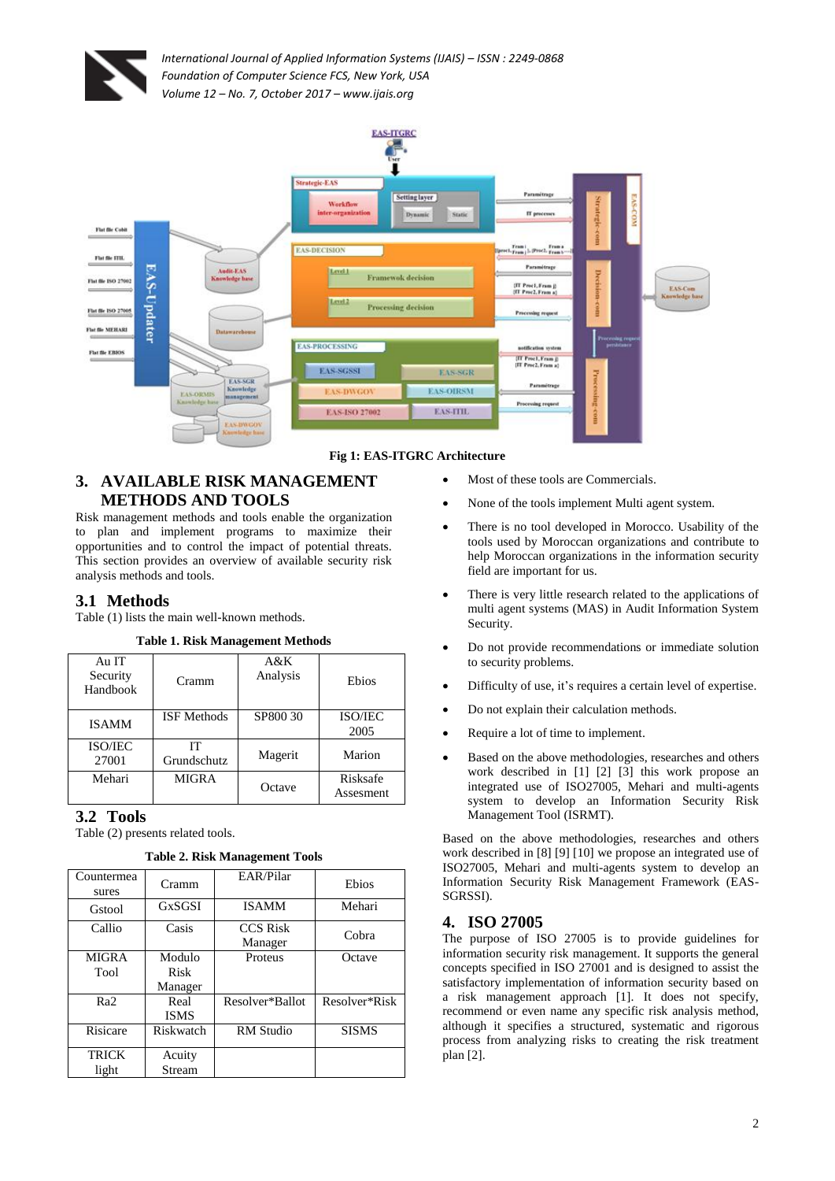Fig 1: EAS-ITGRC Architecture

## 3. AVAILABLE RISK MANAGEMENT METHODS AND TOOLS

Risk management methods and tools enable the organization to plan and implement programs to maximize their opportunities and to control the impact of potential threats. This section provides an overview of available security risk analysis methods and tools.

### 3.1 Methods

Table (1) lists the main well-known methods.

**Table 1. Risk Management Methods**

| Au IT Security Handbook | Cramm | A&K Analysis | Ebios |
|---|---|---|---|
| ISAMM | ISF Methods | SP800 30 | ISO/IEC 2005 |
| ISO/IEC 27001 | IT Grundschutz | Magerit | Marion |
| Mehari | MIGRA | Octave | Risksafe Assesment |

### 3.2 Tools

Table (2) presents related tools.

**Table 2. Risk Management Tools**

| Countermeasures | Cramm | EAR/Pilar | Ebios |
|---|---|---|---|
| Gstool | GxSGSI | ISAMM | Mehari |
| Callio | Casis | CCS Risk Manager | Cobra |
| MIGRA Tool | Modulo Risk Manager | Proteus | Octave |
| Ra2 | Real ISMS | Resolver*Ballot | Resolver*Risk |
| Risicare | Riskwatch | RM Studio | SISMS |
| TRICK light | Acuity Stream | | |

- Most of these tools are Commercials.
- None of the tools implement Multi agent system.
- There is no tool developed in Morocco. Usability of the tools used by Moroccan organizations and contribute to help Moroccan organizations in the information security field are important for us.
- There is very little research related to the applications of multi agent systems (MAS) in Audit Information System Security.
- Do not provide recommendations or immediate solution to security problems.
- Difficulty of use, it's requires a certain level of expertise.
- Do not explain their calculation methods.
- Require a lot of time to implement.
- Based on the above methodologies, researches and others work described in [1] [2] [3] this work propose an integrated use of ISO27005, Mehari and multi-agents system to develop an Information Security Risk Management Tool (ISRMT).

Based on the above methodologies, researches and others work described in [8] [9] [10] we propose an integrated use of ISO27005, Mehari and multi-agents system to develop an Information Security Risk Management Framework (EAS-SGRSSI).

## 4. ISO 27005

The purpose of ISO 27005 is to provide guidelines for information security risk management. It supports the general concepts specified in ISO 27001 and is designed to assist the satisfactory implementation of information security based on a risk management approach [1]. It does not specify, recommend or even name any specific risk analysis method, although it specifies a structured, systematic and rigorous process from analyzing risks to creating the risk treatment plan [2].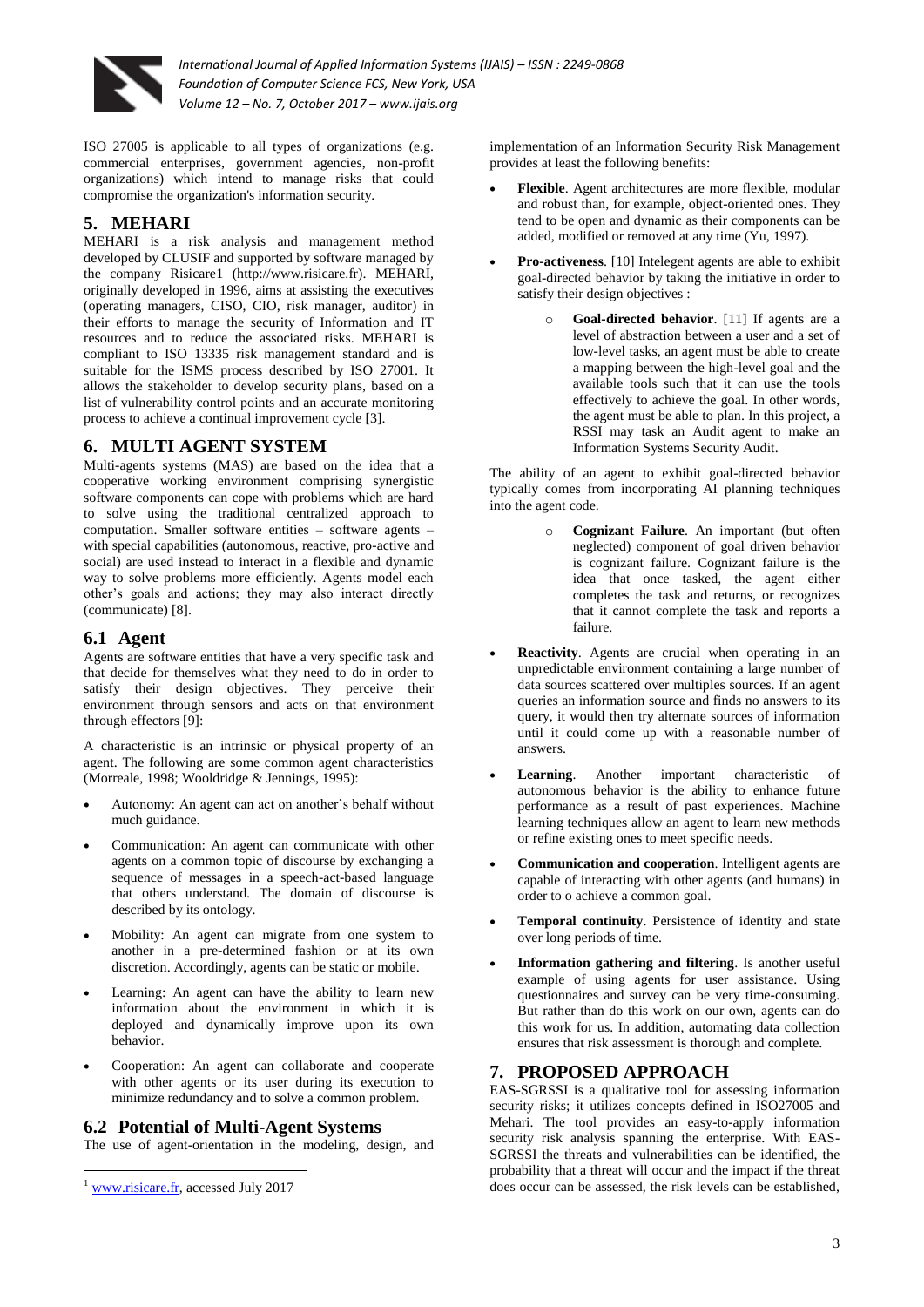ISO 27005 is applicable to all types of organizations (e.g. commercial enterprises, government agencies, non-profit organizations) which intend to manage risks that could compromise the organization's information security.

## 5. MEHARI

MEHARI is a risk analysis and management method developed by CLUSIF and supported by software managed by the company Risicare1 (http://www.risicare.fr). MEHARI, originally developed in 1996, aims at assisting the executives (operating managers, CISO, CIO, risk manager, auditor) in their efforts to manage the security of Information and IT resources and to reduce the associated risks. MEHARI is compliant to ISO 13335 risk management standard and is suitable for the ISMS process described by ISO 27001. It allows the stakeholder to develop security plans, based on a list of vulnerability control points and an accurate monitoring process to achieve a continual improvement cycle [3].

## 6. MULTI AGENT SYSTEM

Multi-agents systems (MAS) are based on the idea that a cooperative working environment comprising synergistic software components can cope with problems which are hard to solve using the traditional centralized approach to computation. Smaller software entities – software agents – with special capabilities (autonomous, reactive, pro-active and social) are used instead to interact in a flexible and dynamic way to solve problems more efficiently. Agents model each other's goals and actions; they may also interact directly (communicate) [8].

### 6.1 Agent

Agents are software entities that have a very specific task and that decide for themselves what they need to do in order to satisfy their design objectives. They perceive their environment through sensors and acts on that environment through effectors [9]:

A characteristic is an intrinsic or physical property of an agent. The following are some common agent characteristics (Morreale, 1998; Wooldridge & Jennings, 1995):

- Autonomy: An agent can act on another's behalf without much guidance.
- Communication: An agent can communicate with other agents on a common topic of discourse by exchanging a sequence of messages in a speech-act-based language that others understand. The domain of discourse is described by its ontology.
- Mobility: An agent can migrate from one system to another in a pre-determined fashion or at its own discretion. Accordingly, agents can be static or mobile.
- Learning: An agent can have the ability to learn new information about the environment in which it is deployed and dynamically improve upon its own behavior.
- Cooperation: An agent can collaborate and cooperate with other agents or its user during its execution to minimize redundancy and to solve a common problem.

### 6.2 Potential of Multi-Agent Systems

The use of agent-orientation in the modeling, design, and implementation of an Information Security Risk Management provides at least the following benefits:

- **Flexible**. Agent architectures are more flexible, modular and robust than, for example, object-oriented ones. They tend to be open and dynamic as their components can be added, modified or removed at any time (Yu, 1997).
- **Pro-activeness**. [10] Intelegent agents are able to exhibit goal-directed behavior by taking the initiative in order to satisfy their design objectives :
  - **Goal-directed behavior**. [11] If agents are a level of abstraction between a user and a set of low-level tasks, an agent must be able to create a mapping between the high-level goal and the available tools such that it can use the tools effectively to achieve the goal. In other words, the agent must be able to plan. In this project, a RSSI may task an Audit agent to make an Information Systems Security Audit.

The ability of an agent to exhibit goal-directed behavior typically comes from incorporating AI planning techniques into the agent code.

  - **Cognizant Failure**. An important (but often neglected) component of goal driven behavior is cognizant failure. Cognizant failure is the idea that once tasked, the agent either completes the task and returns, or recognizes that it cannot complete the task and reports a failure.
- **Reactivity**. Agents are crucial when operating in an unpredictable environment containing a large number of data sources scattered over multiples sources. If an agent queries an information source and finds no answers to its query, it would then try alternate sources of information until it could come up with a reasonable number of answers.
- **Learning**. Another important characteristic of autonomous behavior is the ability to enhance future performance as a result of past experiences. Machine learning techniques allow an agent to learn new methods or refine existing ones to meet specific needs.
- **Communication and cooperation**. Intelligent agents are capable of interacting with other agents (and humans) in order to o achieve a common goal.
- **Temporal continuity**. Persistence of identity and state over long periods of time.
- **Information gathering and filtering**. Is another useful example of using agents for user assistance. Using questionnaires and survey can be very time-consuming. But rather than do this work on our own, agents can do this work for us. In addition, automating data collection ensures that risk assessment is thorough and complete.

## 7. PROPOSED APPROACH

EAS-SGRSSI is a qualitative tool for assessing information security risks; it utilizes concepts defined in ISO27005 and Mehari. The tool provides an easy-to-apply information security risk analysis spanning the enterprise. With EAS-SGRSSI the threats and vulnerabilities can be identified, the probability that a threat will occur and the impact if the threat does occur can be assessed, the risk levels can be established,

---

[1] www.risicare.fr, accessed July 2017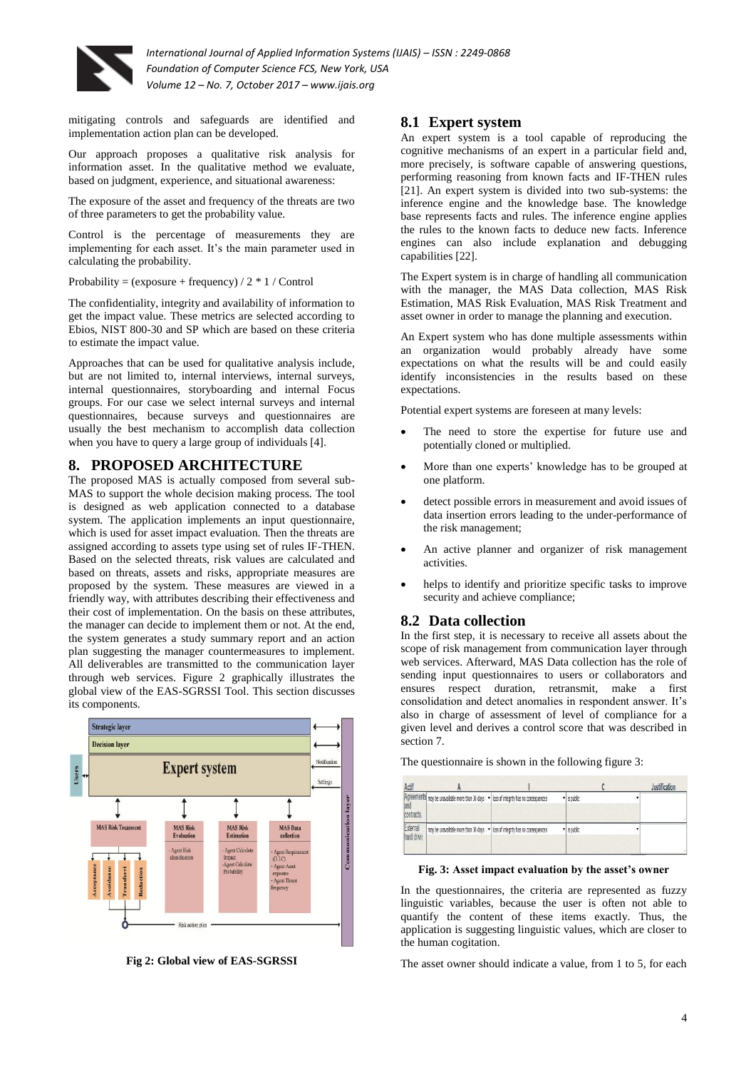mitigating controls and safeguards are identified and implementation action plan can be developed.

Our approach proposes a qualitative risk analysis for information asset. In the qualitative method we evaluate, based on judgment, experience, and situational awareness:

The exposure of the asset and frequency of the threats are two of three parameters to get the probability value.

Control is the percentage of measurements they are implementing for each asset. It's the main parameter used in calculating the probability.

Probability = (exposure + frequency) / 2 * 1 / Control

The confidentiality, integrity and availability of information to get the impact value. These metrics are selected according to Ebios, NIST 800-30 and SP which are based on these criteria to estimate the impact value.

Approaches that can be used for qualitative analysis include, but are not limited to, internal interviews, internal surveys, internal questionnaires, storyboarding and internal Focus groups. For our case we select internal surveys and internal questionnaires, because surveys and questionnaires are usually the best mechanism to accomplish data collection when you have to query a large group of individuals [4].

# 8. PROPOSED ARCHITECTURE

The proposed MAS is actually composed from several sub-MAS to support the whole decision making process. The tool is designed as web application connected to a database system. The application implements an input questionnaire, which is used for asset impact evaluation. Then the threats are assigned according to assets type using set of rules IF-THEN. Based on the selected threats, risk values are calculated and based on threats, assets and risks, appropriate measures are proposed by the system. These measures are viewed in a friendly way, with attributes describing their effectiveness and their cost of implementation. On the basis on these attributes, the manager can decide to implement them or not. At the end, the system generates a study summary report and an action plan suggesting the manager countermeasures to implement. All deliverables are transmitted to the communication layer through web services. Figure 2 graphically illustrates the global view of the EAS-SGRSSI Tool. This section discusses its components.

**Fig 2: Global view of EAS-SGRSSI**

## 8.1 Expert system

An expert system is a tool capable of reproducing the cognitive mechanisms of an expert in a particular field and, more precisely, is software capable of answering questions, performing reasoning from known facts and IF-THEN rules [21]. An expert system is divided into two sub-systems: the inference engine and the knowledge base. The knowledge base represents facts and rules. The inference engine applies the rules to the known facts to deduce new facts. Inference engines can also include explanation and debugging capabilities [22].

The Expert system is in charge of handling all communication with the manager, the MAS Data collection, MAS Risk Estimation, MAS Risk Evaluation, MAS Risk Treatment and asset owner in order to manage the planning and execution.

An Expert system who has done multiple assessments within an organization would probably already have some expectations on what the results will be and could easily identify inconsistencies in the results based on these expectations.

Potential expert systems are foreseen at many levels:

- The need to store the expertise for future use and potentially cloned or multiplied.
- More than one experts' knowledge has to be grouped at one platform.
- detect possible errors in measurement and avoid issues of data insertion errors leading to the under-performance of the risk management;
- An active planner and organizer of risk management activities.
- helps to identify and prioritize specific tasks to improve security and achieve compliance;

## 8.2 Data collection

In the first step, it is necessary to receive all assets about the scope of risk management from communication layer through web services. Afterward, MAS Data collection has the role of sending input questionnaires to users or collaborators and ensures respect duration, retransmit, make a first consolidation and detect anomalies in respondent answer. It's also in charge of assessment of level of compliance for a given level and derives a control score that was described in section 7.

The questionnaire is shown in the following figure 3:

**Fig. 3: Asset impact evaluation by the asset's owner**

In the questionnaires, the criteria are represented as fuzzy linguistic variables, because the user is often not able to quantify the content of these items exactly. Thus, the application is suggesting linguistic values, which are closer to the human cogitation.

The asset owner should indicate a value, from 1 to 5, for each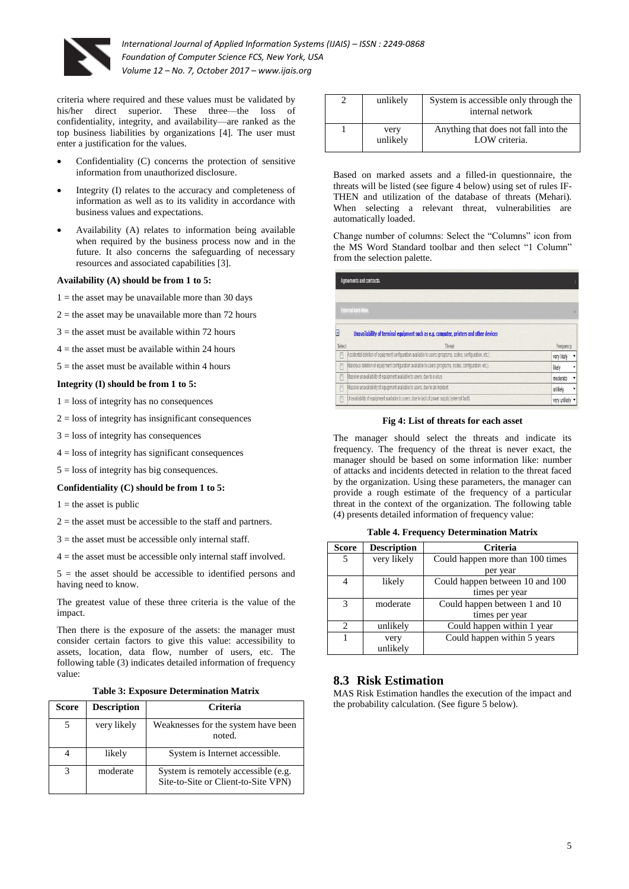criteria where required and these values must be validated by his/her direct superior. These three—the loss of confidentiality, integrity, and availability—are ranked as the top business liabilities by organizations [4]. The user must enter a justification for the values.

- Confidentiality (C) concerns the protection of sensitive information from unauthorized disclosure.
- Integrity (I) relates to the accuracy and completeness of information as well as to its validity in accordance with business values and expectations.
- Availability (A) relates to information being available when required by the business process now and in the future. It also concerns the safeguarding of necessary resources and associated capabilities [3].

**Availability (A) should be from 1 to 5:**

1 = the asset may be unavailable more than 30 days

2 = the asset may be unavailable more than 72 hours

3 = the asset must be available within 72 hours

4 = the asset must be available within 24 hours

5 = the asset must be available within 4 hours

**Integrity (I) should be from 1 to 5:**

1 = loss of integrity has no consequences

2 = loss of integrity has insignificant consequences

3 = loss of integrity has consequences

4 = loss of integrity has significant consequences

5 = loss of integrity has big consequences.

**Confidentiality (C) should be from 1 to 5:**

1 = the asset is public

2 = the asset must be accessible to the staff and partners.

3 = the asset must be accessible only internal staff.

4 = the asset must be accessible only internal staff involved.

5 = the asset should be accessible to identified persons and having need to know.

The greatest value of these three criteria is the value of the impact.

Then there is the exposure of the assets: the manager must consider certain factors to give this value: accessibility to assets, location, data flow, number of users, etc. The following table (3) indicates detailed information of frequency value:

**Table 3: Exposure Determination Matrix**

| Score | Description | Criteria |
|---|---|---|
| 5 | very likely | Weaknesses for the system have been noted. |
| 4 | likely | System is Internet accessible. |
| 3 | moderate | System is remotely accessible (e.g. Site-to-Site or Client-to-Site VPN) |
| 2 | unlikely | System is accessible only through the internal network |
| 1 | very unlikely | Anything that does not fall into the LOW criteria. |

Based on marked assets and a filled-in questionnaire, the threats will be listed (see figure 4 below) using set of rules IF-THEN and utilization of the database of threats (Mehari). When selecting a relevant threat, vulnerabilities are automatically loaded.

Change number of columns: Select the "Columns" icon from the MS Word Standard toolbar and then select "1 Column" from the selection palette.

**Fig 4: List of threats for each asset**

The manager should select the threats and indicate its frequency. The frequency of the threat is never exact, the manager should be based on some information like: number of attacks and incidents detected in relation to the threat faced by the organization. Using these parameters, the manager can provide a rough estimate of the frequency of a particular threat in the context of the organization. The following table (4) presents detailed information of frequency value:

**Table 4. Frequency Determination Matrix**

| Score | Description | Criteria |
|---|---|---|
| 5 | very likely | Could happen more than 100 times per year |
| 4 | likely | Could happen between 10 and 100 times per year |
| 3 | moderate | Could happen between 1 and 10 times per year |
| 2 | unlikely | Could happen within 1 year |
| 1 | very unlikely | Could happen within 5 years |

## 8.3 Risk Estimation

MAS Risk Estimation handles the execution of the impact and the probability calculation. (See figure 5 below).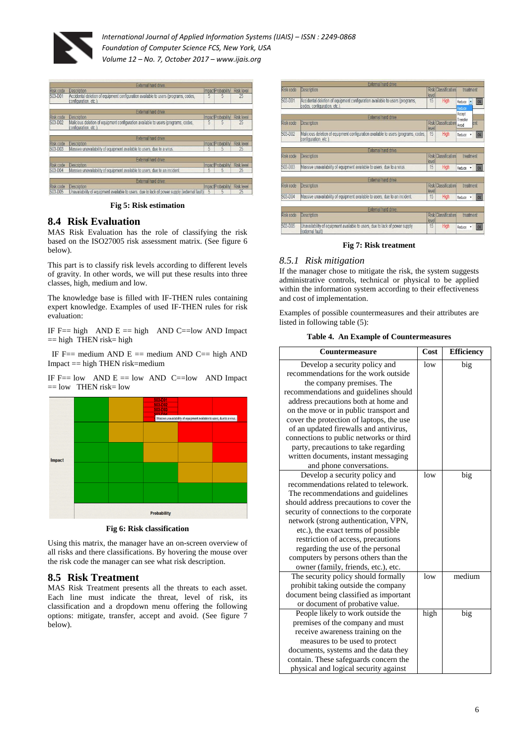Fig 5: Risk estimation

## 8.4 Risk Evaluation

MAS Risk Evaluation has the role of classifying the risk based on the ISO27005 risk assessment matrix. (See figure 6 below).

This part is to classify risk levels according to different levels of gravity. In other words, we will put these results into three classes, high, medium and low.

The knowledge base is filled with IF-THEN rules containing expert knowledge. Examples of used IF-THEN rules for risk evaluation:

IF F== high AND E == high AND C==low AND Impact == high THEN risk= high

IF F== medium AND E == medium AND C== high AND Impact == high THEN risk=medium

IF F== low AND E == low AND C==low AND Impact == low THEN risk= low

Fig 6: Risk classification

Using this matrix, the manager have an on-screen overview of all risks and there classifications. By hovering the mouse over the risk code the manager can see what risk description.

## 8.5 Risk Treatment

MAS Risk Treatment presents all the threats to each asset. Each line must indicate the threat, level of risk, its classification and a dropdown menu offering the following options: mitigate, transfer, accept and avoid. (See figure 7 below).

Fig 7: Risk treatment

### *8.5.1 Risk mitigation*

If the manager chose to mitigate the risk, the system suggests administrative controls, technical or physical to be applied within the information system according to their effectiveness and cost of implementation.

Examples of possible countermeasures and their attributes are listed in following table (5):

**Table 4. An Example of Countermeasures**

| Countermeasure | Cost | Efficiency |
|---|---|---|
| Develop a security policy and recommendations for the work outside the company premises. The recommendations and guidelines should address precautions both at home and on the move or in public transport and cover the protection of laptops, the use of an updated firewalls and antivirus, connections to public networks or third party, precautions to take regarding written documents, instant messaging and phone conversations. | low | big |
| Develop a security policy and recommendations related to telework. The recommendations and guidelines should address precautions to cover the security of connections to the corporate network (strong authentication, VPN, etc.), the exact terms of possible restriction of access, precautions regarding the use of the personal computers by persons others than the owner (family, friends, etc.), etc. | low | big |
| The security policy should formally prohibit taking outside the company document being classified as important or document of probative value. | low | medium |
| People likely to work outside the premises of the company and must receive awareness training on the measures to be used to protect documents, systems and the data they contain. These safeguards concern the physical and logical security against | high | big |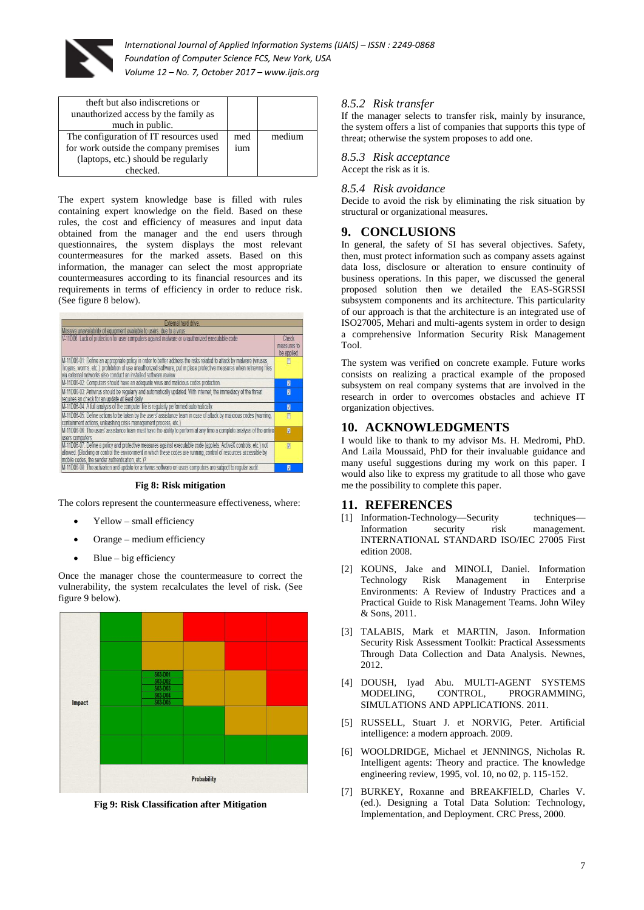| theft but also indiscretions or unauthorized access by the family as much in public. | | |
|---|---|---|
| The configuration of IT resources used for work outside the company premises (laptops, etc.) should be regularly checked. | medium | medium |

The expert system knowledge base is filled with rules containing expert knowledge on the field. Based on these rules, the cost and efficiency of measures and input data obtained from the manager and the end users through questionnaires, the system displays the most relevant countermeasures for the marked assets. Based on this information, the manager can select the most appropriate countermeasures according to its financial resources and its requirements in terms of efficiency in order to reduce risk. (See figure 8 below).

| External hard drive | |
|---|---|
| Massive unavailability of equipment available to users, due to a virus | |
| V-11D06: Lack of protection for user computers against malware or unauthorized executable code | Check measures to be applied |
| M-11D06-01: Define an appropriate policy in order to better address the risks related to attack by malware (viruses, Trojans, worms, etc.), prohibition of use unauthorized software, put in place protective measures when retrieving files via external networks also conduct an installed software review | ☐ |
| M-11D06-02: Computers should have an adequate virus and malicious codes protection. | ☑ |
| M-11D06-03: Antivirus should be regularly and automatically updated. With internet, the immediacy of the threat requires an check for an update at least daily | ☑ |
| M-11D06-04: A full analysis of the computer file is regularly performed automatically | ☑ |
| M-11D06-05: Define actions to be taken by the users' assistance team in case of attack by malicious codes (warning, containment actions, unleashing crisis management process, etc.) | ☐ |
| M-11D06-06: The users' assistance team must have the ability to perform at any time a complete analysis of the entire users computers | ☑ |
| M-11D06-07: Define a policy and protective measures against executable code (applets, ActiveX controls, etc.) not allowed. (Blocking or control the environment in which these codes are running, control of resources accessible by mobile codes, the sender authentication, etc.)? | ☑ |
| M-11D06-08: The activation and update for antivirus software on users computers are subject to regular audit | ☑ |

**Fig 8: Risk mitigation**

The colors represent the countermeasure effectiveness, where:

- Yellow – small efficiency
- Orange – medium efficiency
- Blue – big efficiency

Once the manager chose the countermeasure to correct the vulnerability, the system recalculates the level of risk. (See figure 9 below).

| Impact | | | | | |
|---|---|---|---|---|---|
| | | | | | |
| | | | | | |
| | | S03-D01 S03-D02 S03-D03 S03-D04 S03-D05 | | | |
| | | | | | |
| | | | | | |
| | Probability | | | | |

**Fig 9: Risk Classification after Mitigation**

### 8.5.2 Risk transfer

If the manager selects to transfer risk, mainly by insurance, the system offers a list of companies that supports this type of threat; otherwise the system proposes to add one.

### 8.5.3 Risk acceptance

Accept the risk as it is.

### 8.5.4 Risk avoidance

Decide to avoid the risk by eliminating the risk situation by structural or organizational measures.

## 9. CONCLUSIONS

In general, the safety of SI has several objectives. Safety, then, must protect information such as company assets against data loss, disclosure or alteration to ensure continuity of business operations. In this paper, we discussed the general proposed solution then we detailed the EAS-SGRSSI subsystem components and its architecture. This particularity of our approach is that the architecture is an integrated use of ISO27005, Mehari and multi-agents system in order to design a comprehensive Information Security Risk Management Tool.

The system was verified on concrete example. Future works consists on realizing a practical example of the proposed subsystem on real company systems that are involved in the research in order to overcomes obstacles and achieve IT organization objectives.

## 10. ACKNOWLEDGMENTS

I would like to thank to my advisor Ms. H. Medromi, PhD. And Laila Moussaid, PhD for their invaluable guidance and many useful suggestions during my work on this paper. I would also like to express my gratitude to all those who gave me the possibility to complete this paper.

## 11. REFERENCES

[1] Information-Technology—Security techniques—Information security risk management. INTERNATIONAL STANDARD ISO/IEC 27005 First edition 2008.

[2] KOUNS, Jake and MINOLI, Daniel. Information Technology Risk Management in Enterprise Environments: A Review of Industry Practices and a Practical Guide to Risk Management Teams. John Wiley & Sons, 2011.

[3] TALABIS, Mark et MARTIN, Jason. Information Security Risk Assessment Toolkit: Practical Assessments Through Data Collection and Data Analysis. Newnes, 2012.

[4] DOUSH, Iyad Abu. MULTI-AGENT SYSTEMS MODELING, CONTROL, PROGRAMMING, SIMULATIONS AND APPLICATIONS. 2011.

[5] RUSSELL, Stuart J. et NORVIG, Peter. Artificial intelligence: a modern approach. 2009.

[6] WOOLDRIDGE, Michael et JENNINGS, Nicholas R. Intelligent agents: Theory and practice. The knowledge engineering review, 1995, vol. 10, no 02, p. 115-152.

[7] BURKEY, Roxanne and BREAKFIELD, Charles V. (ed.). Designing a Total Data Solution: Technology, Implementation, and Deployment. CRC Press, 2000.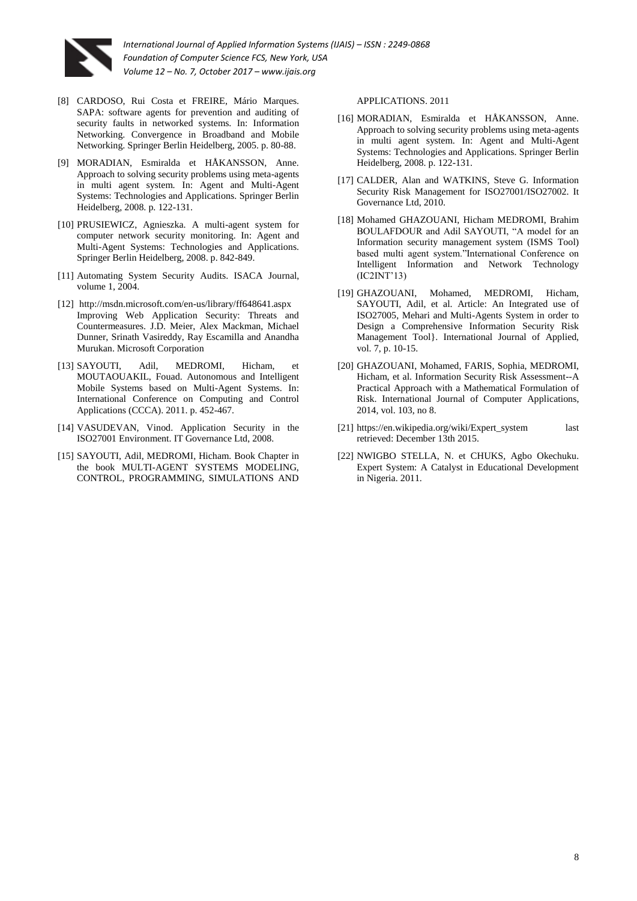[8] CARDOSO, Rui Costa et FREIRE, Mário Marques. SAPA: software agents for prevention and auditing of security faults in networked systems. In: Information Networking. Convergence in Broadband and Mobile Networking. Springer Berlin Heidelberg, 2005. p. 80-88.

[9] MORADIAN, Esmiralda et HÅKANSSON, Anne. Approach to solving security problems using meta-agents in multi agent system. In: Agent and Multi-Agent Systems: Technologies and Applications. Springer Berlin Heidelberg, 2008. p. 122-131.

[10] PRUSIEWICZ, Agnieszka. A multi-agent system for computer network security monitoring. In: Agent and Multi-Agent Systems: Technologies and Applications. Springer Berlin Heidelberg, 2008. p. 842-849.

[11] Automating System Security Audits. ISACA Journal, volume 1, 2004.

[12] http://msdn.microsoft.com/en-us/library/ff648641.aspx Improving Web Application Security: Threats and Countermeasures. J.D. Meier, Alex Mackman, Michael Dunner, Srinath Vasireddy, Ray Escamilla and Anandha Murukan. Microsoft Corporation

[13] SAYOUTI, Adil, MEDROMI, Hicham, et MOUTAOUAKIL, Fouad. Autonomous and Intelligent Mobile Systems based on Multi-Agent Systems. In: International Conference on Computing and Control Applications (CCCA). 2011. p. 452-467.

[14] VASUDEVAN, Vinod. Application Security in the ISO27001 Environment. IT Governance Ltd, 2008.

[15] SAYOUTI, Adil, MEDROMI, Hicham. Book Chapter in the book MULTI-AGENT SYSTEMS MODELING, CONTROL, PROGRAMMING, SIMULATIONS AND APPLICATIONS. 2011

[16] MORADIAN, Esmiralda et HÅKANSSON, Anne. Approach to solving security problems using meta-agents in multi agent system. In: Agent and Multi-Agent Systems: Technologies and Applications. Springer Berlin Heidelberg, 2008. p. 122-131.

[17] CALDER, Alan and WATKINS, Steve G. Information Security Risk Management for ISO27001/ISO27002. It Governance Ltd, 2010.

[18] Mohamed GHAZOUANI, Hicham MEDROMI, Brahim BOULAFDOUR and Adil SAYOUTI, "A model for an Information security management system (ISMS Tool) based multi agent system."International Conference on Intelligent Information and Network Technology (IC2INT'13)

[19] GHAZOUANI, Mohamed, MEDROMI, Hicham, SAYOUTI, Adil, et al. Article: An Integrated use of ISO27005, Mehari and Multi-Agents System in order to Design a Comprehensive Information Security Risk Management Tool}. International Journal of Applied, vol. 7, p. 10-15.

[20] GHAZOUANI, Mohamed, FARIS, Sophia, MEDROMI, Hicham, et al. Information Security Risk Assessment--A Practical Approach with a Mathematical Formulation of Risk. International Journal of Computer Applications, 2014, vol. 103, no 8.

[21] https://en.wikipedia.org/wiki/Expert_system last retrieved: December 13th 2015.

[22] NWIGBO STELLA, N. et CHUKS, Agbo Okechuku. Expert System: A Catalyst in Educational Development in Nigeria. 2011.